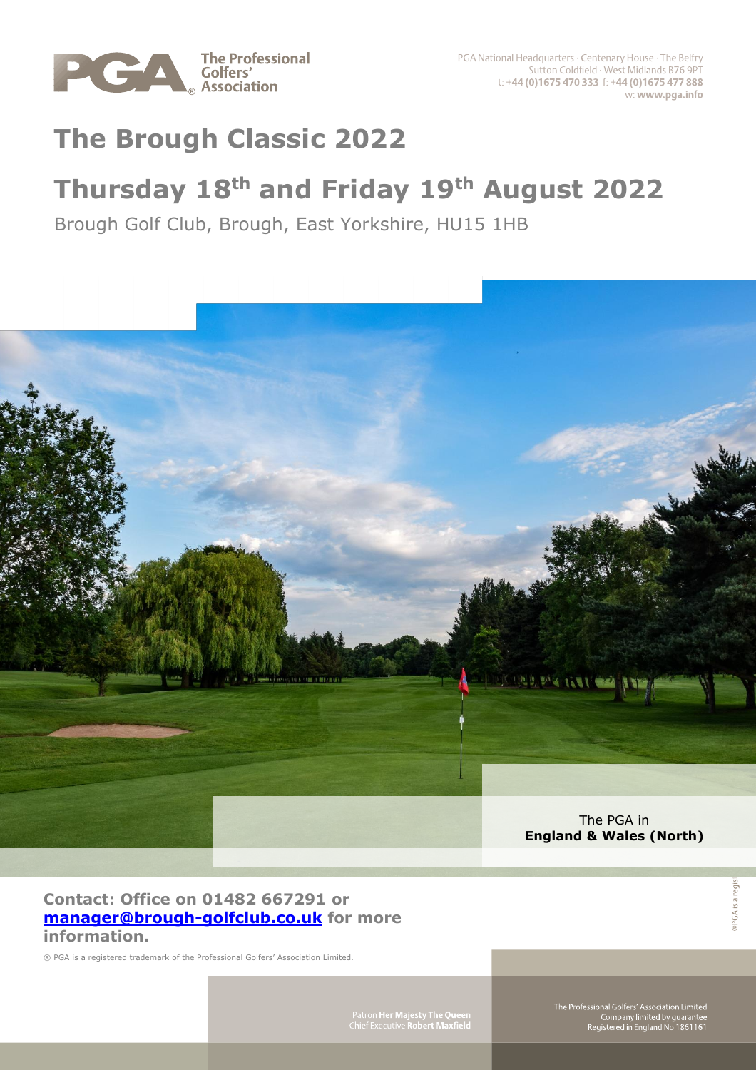The Professional Golfers' Association

PGA National Headquarters · Centenary House · The Belfry
Sutton Coldfield · West Midlands B76 9PT
t: +44 (0)1675 470 333 f: +44 (0)1675 477 888
w: www.pga.info

# The Brough Classic 2022

# Thursday 18th and Friday 19th August 2022

Brough Golf Club, Brough, East Yorkshire, HU15 1HB

The PGA in
**England & Wales (North)**

**Contact: Office on 01482 667291 or manager@brough-golfclub.co.uk for more information.**

® PGA is a registered trademark of the Professional Golfers' Association Limited.

Patron **Her Majesty The Queen**
Chief Executive **Robert Maxfield**

The Professional Golfers' Association Limited
Company limited by guarantee
Registered in England No 1861161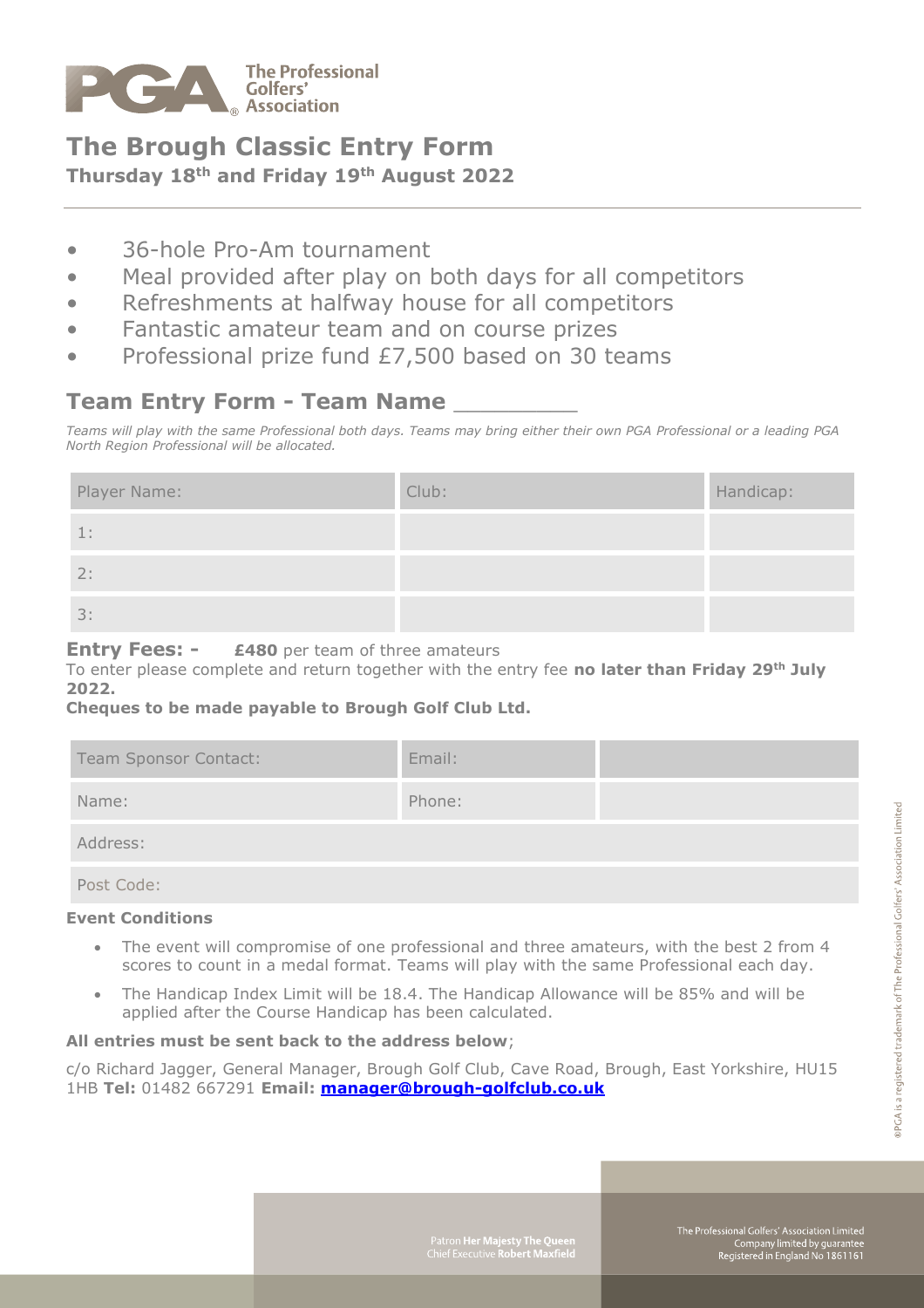# The Brough Classic Entry Form

**Thursday 18th and Friday 19th August 2022**

- 36-hole Pro-Am tournament
- Meal provided after play on both days for all competitors
- Refreshments at halfway house for all competitors
- Fantastic amateur team and on course prizes
- Professional prize fund £7,500 based on 30 teams

## Team Entry Form - Team Name ________

*Teams will play with the same Professional both days. Teams may bring either their own PGA Professional or a leading PGA North Region Professional will be allocated.*

| Player Name: | Club: | Handicap: |
| --- | --- | --- |
| 1: | | |
| 2: | | |
| 3: | | |

**Entry Fees: -** **£480** per team of three amateurs

To enter please complete and return together with the entry fee **no later than Friday 29th July 2022.**

**Cheques to be made payable to Brough Golf Club Ltd.**

| | | |
| --- | --- | --- |
| Team Sponsor Contact: | Email: | |
| Name: | Phone: | |
| Address: | | |
| Post Code: | | |

**Event Conditions**

- The event will compromise of one professional and three amateurs, with the best 2 from 4 scores to count in a medal format. Teams will play with the same Professional each day.
- The Handicap Index Limit will be 18.4. The Handicap Allowance will be 85% and will be applied after the Course Handicap has been calculated.

**All entries must be sent back to the address below**;

c/o Richard Jagger, General Manager, Brough Golf Club, Cave Road, Brough, East Yorkshire, HU15 1HB **Tel:** 01482 667291 **Email:** **manager@brough-golfclub.co.uk**